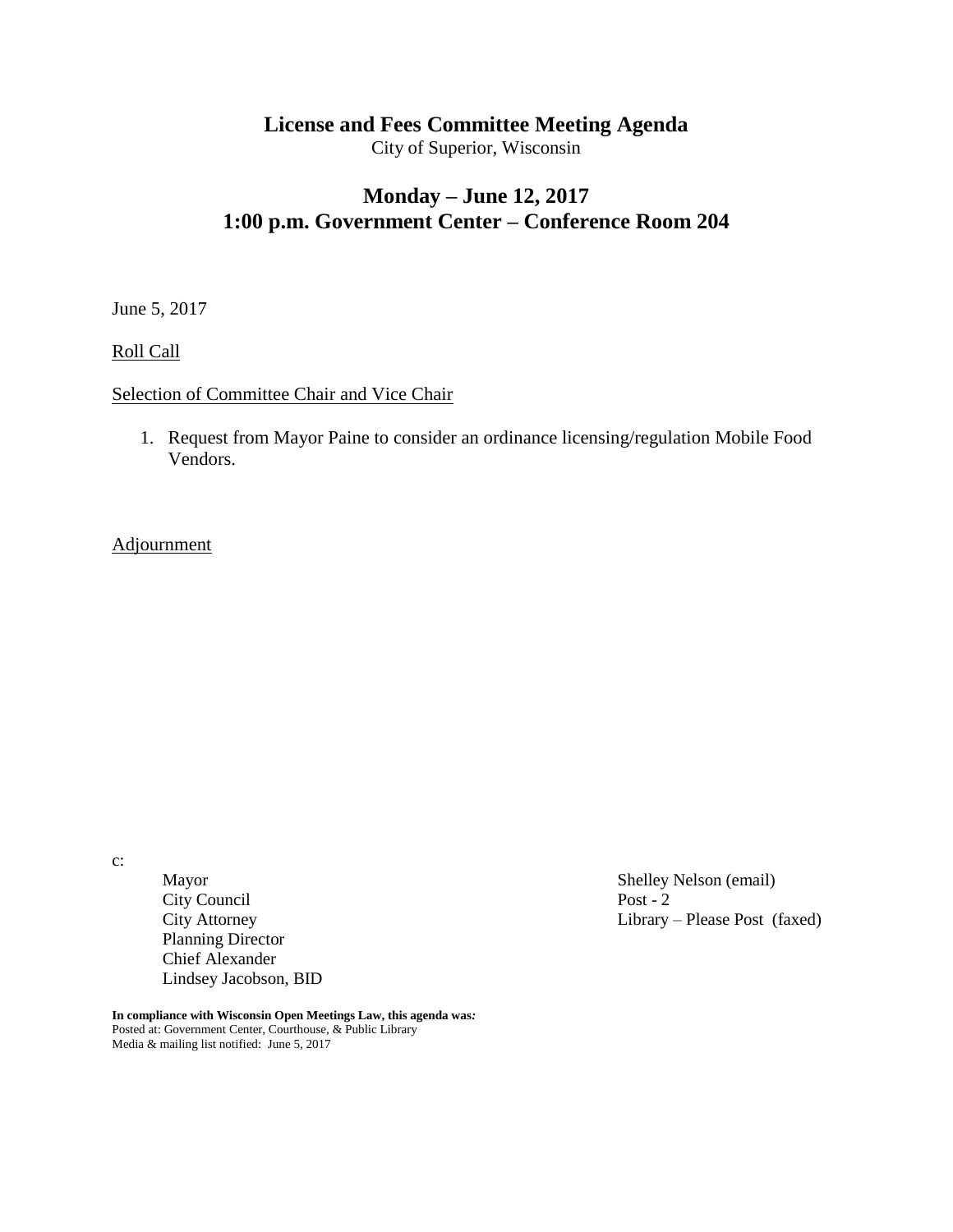# License and Fees Committee Meeting Agenda

City of Superior, Wisconsin

## Monday – June 12, 2017
## 1:00 p.m. Government Center – Conference Room 204

June 5, 2017

Roll Call

Selection of Committee Chair and Vice Chair

1. Request from Mayor Paine to consider an ordinance licensing/regulation Mobile Food Vendors.

Adjournment

c:

Mayor
City Council
City Attorney
Planning Director
Chief Alexander
Lindsey Jacobson, BID

Shelley Nelson (email)
Post - 2
Library – Please Post (faxed)

**In compliance with Wisconsin Open Meetings Law, this agenda was:**
Posted at: Government Center, Courthouse, & Public Library
Media & mailing list notified: June 5, 2017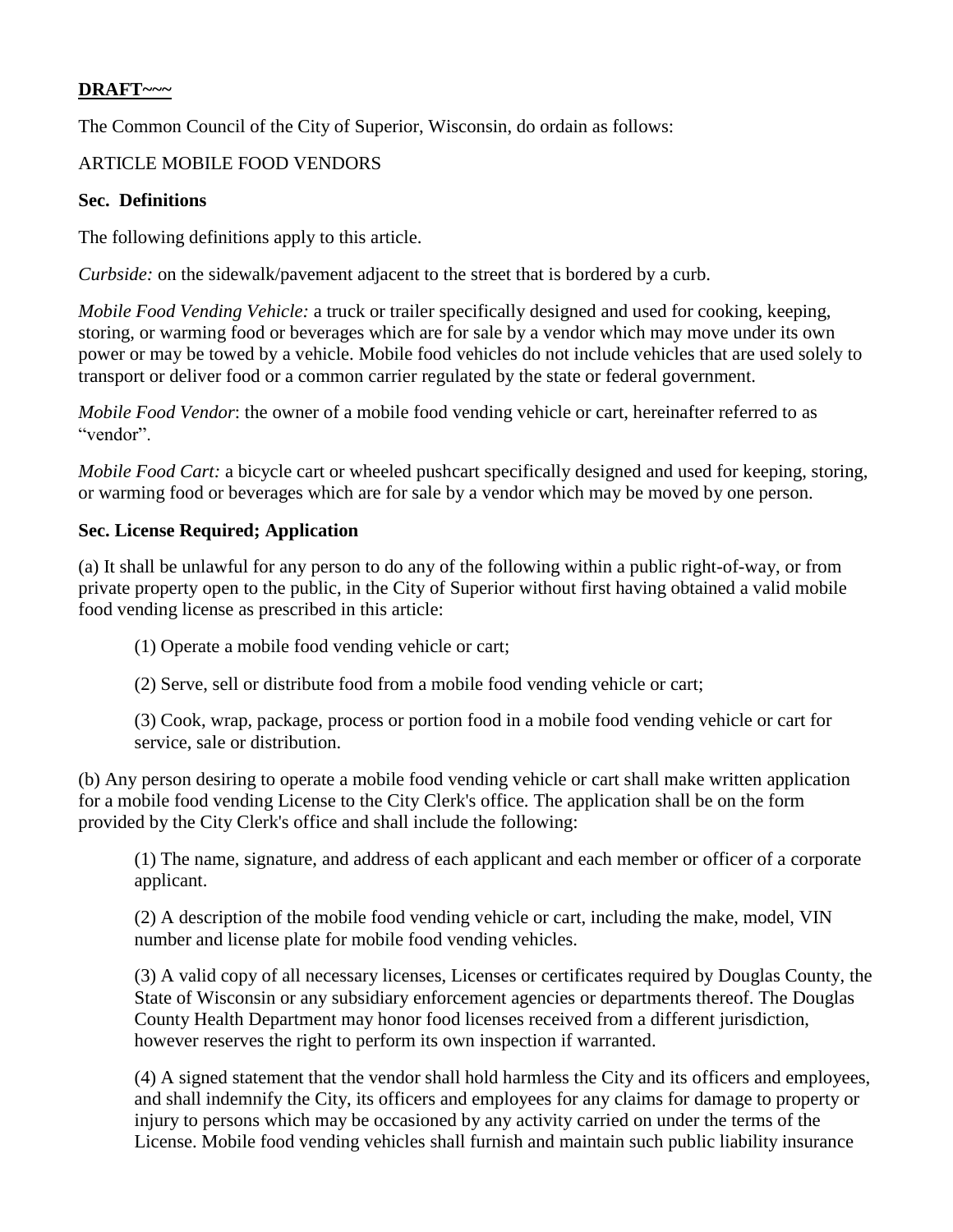**DRAFT~~~**

The Common Council of the City of Superior, Wisconsin, do ordain as follows:

ARTICLE MOBILE FOOD VENDORS

**Sec. Definitions**

The following definitions apply to this article.

*Curbside:* on the sidewalk/pavement adjacent to the street that is bordered by a curb.

*Mobile Food Vending Vehicle:* a truck or trailer specifically designed and used for cooking, keeping, storing, or warming food or beverages which are for sale by a vendor which may move under its own power or may be towed by a vehicle. Mobile food vehicles do not include vehicles that are used solely to transport or deliver food or a common carrier regulated by the state or federal government.

*Mobile Food Vendor*: the owner of a mobile food vending vehicle or cart, hereinafter referred to as "vendor".

*Mobile Food Cart:* a bicycle cart or wheeled pushcart specifically designed and used for keeping, storing, or warming food or beverages which are for sale by a vendor which may be moved by one person.

**Sec. License Required; Application**

(a) It shall be unlawful for any person to do any of the following within a public right-of-way, or from private property open to the public, in the City of Superior without first having obtained a valid mobile food vending license as prescribed in this article:

(1) Operate a mobile food vending vehicle or cart;

(2) Serve, sell or distribute food from a mobile food vending vehicle or cart;

(3) Cook, wrap, package, process or portion food in a mobile food vending vehicle or cart for service, sale or distribution.

(b) Any person desiring to operate a mobile food vending vehicle or cart shall make written application for a mobile food vending License to the City Clerk's office. The application shall be on the form provided by the City Clerk's office and shall include the following:

(1) The name, signature, and address of each applicant and each member or officer of a corporate applicant.

(2) A description of the mobile food vending vehicle or cart, including the make, model, VIN number and license plate for mobile food vending vehicles.

(3) A valid copy of all necessary licenses, Licenses or certificates required by Douglas County, the State of Wisconsin or any subsidiary enforcement agencies or departments thereof. The Douglas County Health Department may honor food licenses received from a different jurisdiction, however reserves the right to perform its own inspection if warranted.

(4) A signed statement that the vendor shall hold harmless the City and its officers and employees, and shall indemnify the City, its officers and employees for any claims for damage to property or injury to persons which may be occasioned by any activity carried on under the terms of the License. Mobile food vending vehicles shall furnish and maintain such public liability insurance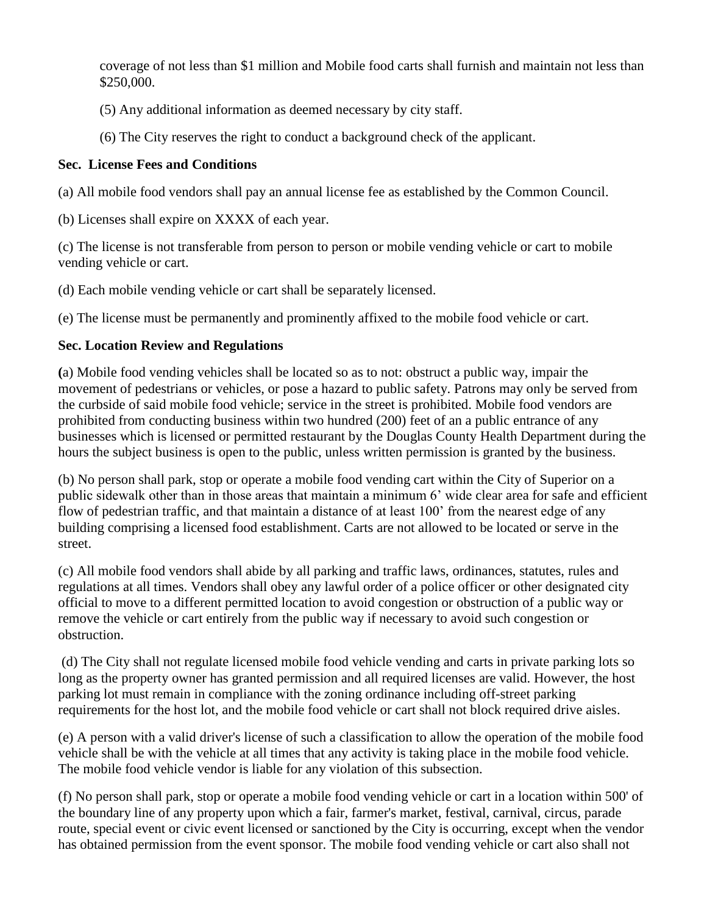coverage of not less than $1 million and Mobile food carts shall furnish and maintain not less than $250,000.

(5) Any additional information as deemed necessary by city staff.

(6) The City reserves the right to conduct a background check of the applicant.

**Sec. License Fees and Conditions**

(a) All mobile food vendors shall pay an annual license fee as established by the Common Council.

(b) Licenses shall expire on XXXX of each year.

(c) The license is not transferable from person to person or mobile vending vehicle or cart to mobile vending vehicle or cart.

(d) Each mobile vending vehicle or cart shall be separately licensed.

(e) The license must be permanently and prominently affixed to the mobile food vehicle or cart.

**Sec. Location Review and Regulations**

**(**a) Mobile food vending vehicles shall be located so as to not: obstruct a public way, impair the movement of pedestrians or vehicles, or pose a hazard to public safety. Patrons may only be served from the curbside of said mobile food vehicle; service in the street is prohibited. Mobile food vendors are prohibited from conducting business within two hundred (200) feet of an a public entrance of any businesses which is licensed or permitted restaurant by the Douglas County Health Department during the hours the subject business is open to the public, unless written permission is granted by the business.

(b) No person shall park, stop or operate a mobile food vending cart within the City of Superior on a public sidewalk other than in those areas that maintain a minimum 6' wide clear area for safe and efficient flow of pedestrian traffic, and that maintain a distance of at least 100' from the nearest edge of any building comprising a licensed food establishment. Carts are not allowed to be located or serve in the street.

(c) All mobile food vendors shall abide by all parking and traffic laws, ordinances, statutes, rules and regulations at all times. Vendors shall obey any lawful order of a police officer or other designated city official to move to a different permitted location to avoid congestion or obstruction of a public way or remove the vehicle or cart entirely from the public way if necessary to avoid such congestion or obstruction.

(d) The City shall not regulate licensed mobile food vehicle vending and carts in private parking lots so long as the property owner has granted permission and all required licenses are valid. However, the host parking lot must remain in compliance with the zoning ordinance including off-street parking requirements for the host lot, and the mobile food vehicle or cart shall not block required drive aisles.

(e) A person with a valid driver's license of such a classification to allow the operation of the mobile food vehicle shall be with the vehicle at all times that any activity is taking place in the mobile food vehicle. The mobile food vehicle vendor is liable for any violation of this subsection.

(f) No person shall park, stop or operate a mobile food vending vehicle or cart in a location within 500' of the boundary line of any property upon which a fair, farmer's market, festival, carnival, circus, parade route, special event or civic event licensed or sanctioned by the City is occurring, except when the vendor has obtained permission from the event sponsor. The mobile food vending vehicle or cart also shall not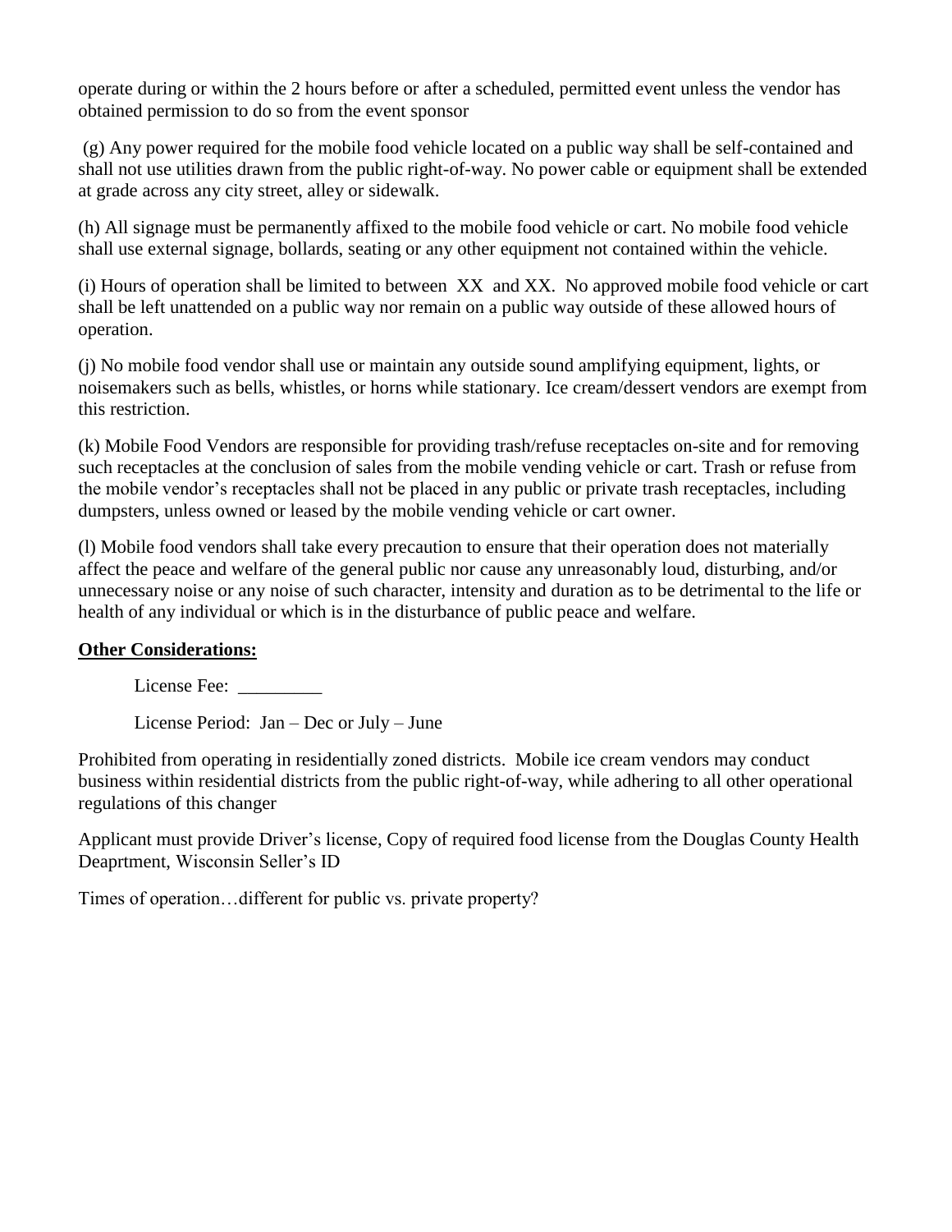operate during or within the 2 hours before or after a scheduled, permitted event unless the vendor has obtained permission to do so from the event sponsor

(g) Any power required for the mobile food vehicle located on a public way shall be self-contained and shall not use utilities drawn from the public right-of-way. No power cable or equipment shall be extended at grade across any city street, alley or sidewalk.

(h) All signage must be permanently affixed to the mobile food vehicle or cart. No mobile food vehicle shall use external signage, bollards, seating or any other equipment not contained within the vehicle.

(i) Hours of operation shall be limited to between XX and XX. No approved mobile food vehicle or cart shall be left unattended on a public way nor remain on a public way outside of these allowed hours of operation.

(j) No mobile food vendor shall use or maintain any outside sound amplifying equipment, lights, or noisemakers such as bells, whistles, or horns while stationary. Ice cream/dessert vendors are exempt from this restriction.

(k) Mobile Food Vendors are responsible for providing trash/refuse receptacles on-site and for removing such receptacles at the conclusion of sales from the mobile vending vehicle or cart. Trash or refuse from the mobile vendor's receptacles shall not be placed in any public or private trash receptacles, including dumpsters, unless owned or leased by the mobile vending vehicle or cart owner.

(l) Mobile food vendors shall take every precaution to ensure that their operation does not materially affect the peace and welfare of the general public nor cause any unreasonably loud, disturbing, and/or unnecessary noise or any noise of such character, intensity and duration as to be detrimental to the life or health of any individual or which is in the disturbance of public peace and welfare.

**Other Considerations:**

License Fee: _________

License Period: Jan – Dec or July – June

Prohibited from operating in residentially zoned districts. Mobile ice cream vendors may conduct business within residential districts from the public right-of-way, while adhering to all other operational regulations of this changer

Applicant must provide Driver's license, Copy of required food license from the Douglas County Health Deaprtment, Wisconsin Seller's ID

Times of operation…different for public vs. private property?